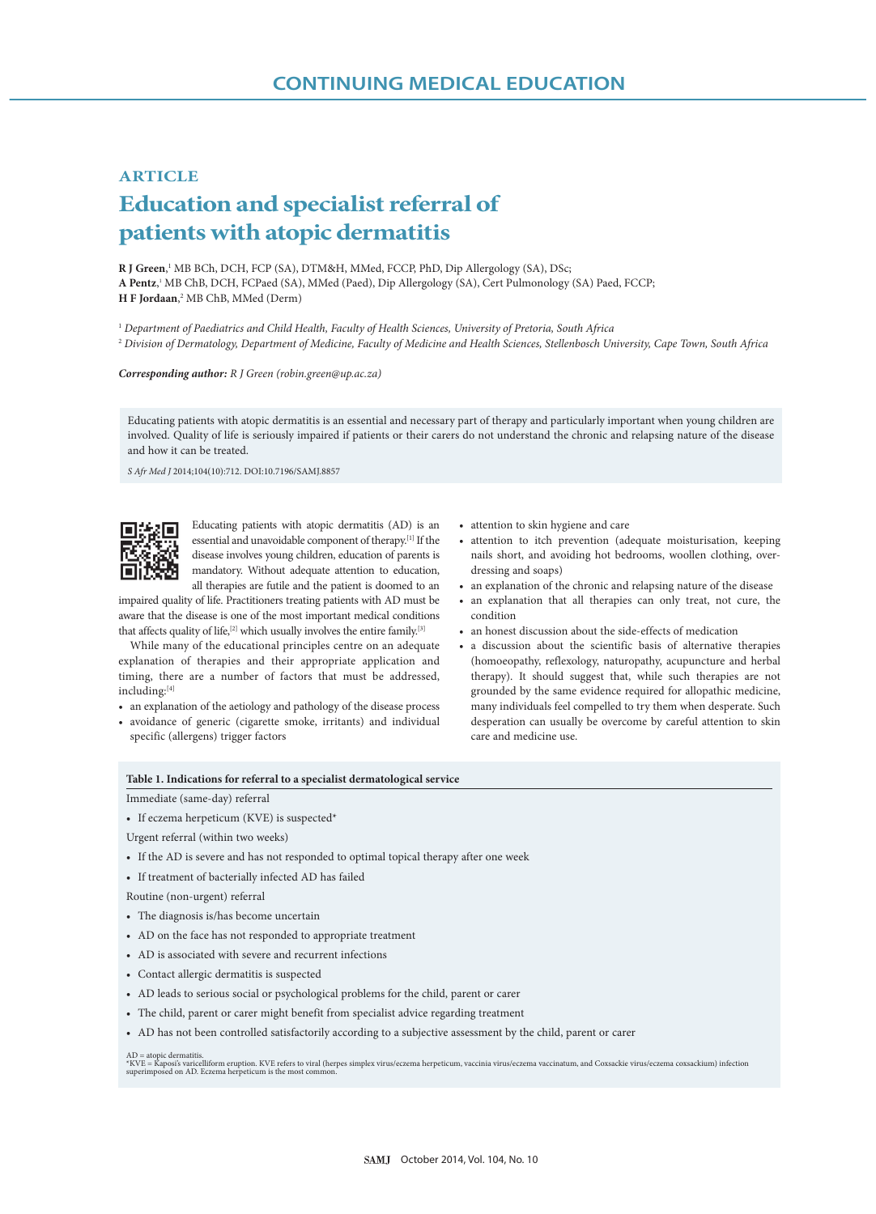CONTINUING MEDICAL EDUCATION

ARTICLE

# Education and specialist referral of patients with atopic dermatitis

**R J Green**,[1] MB BCh, DCH, FCP (SA), DTM&H, MMed, FCCP, PhD, Dip Allergology (SA), DSc;
**A Pentz**,[1] MB ChB, DCH, FCPaed (SA), MMed (Paed), Dip Allergology (SA), Cert Pulmonology (SA) Paed, FCCP;
**H F Jordaan**,[2] MB ChB, MMed (Derm)

[1] *Department of Paediatrics and Child Health, Faculty of Health Sciences, University of Pretoria, South Africa*
[2] *Division of Dermatology, Department of Medicine, Faculty of Medicine and Health Sciences, Stellenbosch University, Cape Town, South Africa*

***Corresponding author:*** *R J Green (robin.green@up.ac.za)*

Educating patients with atopic dermatitis is an essential and necessary part of therapy and particularly important when young children are involved. Quality of life is seriously impaired if patients or their carers do not understand the chronic and relapsing nature of the disease and how it can be treated.

*S Afr Med J* 2014;104(10):712. DOI:10.7196/SAMJ.8857

Educating patients with atopic dermatitis (AD) is an essential and unavoidable component of therapy.[1] If the disease involves young children, education of parents is mandatory. Without adequate attention to education, all therapies are futile and the patient is doomed to an impaired quality of life. Practitioners treating patients with AD must be aware that the disease is one of the most important medical conditions that affects quality of life,[2] which usually involves the entire family.[3]

While many of the educational principles centre on an adequate explanation of therapies and their appropriate application and timing, there are a number of factors that must be addressed, including:[4]

- an explanation of the aetiology and pathology of the disease process
- avoidance of generic (cigarette smoke, irritants) and individual specific (allergens) trigger factors
- attention to skin hygiene and care
- attention to itch prevention (adequate moisturisation, keeping nails short, and avoiding hot bedrooms, woollen clothing, over-dressing and soaps)
- an explanation of the chronic and relapsing nature of the disease
- an explanation that all therapies can only treat, not cure, the condition
- an honest discussion about the side-effects of medication
- a discussion about the scientific basis of alternative therapies (homoeopathy, reflexology, naturopathy, acupuncture and herbal therapy). It should suggest that, while such therapies are not grounded by the same evidence required for allopathic medicine, many individuals feel compelled to try them when desperate. Such desperation can usually be overcome by careful attention to skin care and medicine use.

**Table 1. Indications for referral to a specialist dermatological service**

Immediate (same-day) referral

- If eczema herpeticum (KVE) is suspected*

Urgent referral (within two weeks)

- If the AD is severe and has not responded to optimal topical therapy after one week
- If treatment of bacterially infected AD has failed

Routine (non-urgent) referral

- The diagnosis is/has become uncertain
- AD on the face has not responded to appropriate treatment
- AD is associated with severe and recurrent infections
- Contact allergic dermatitis is suspected
- AD leads to serious social or psychological problems for the child, parent or carer
- The child, parent or carer might benefit from specialist advice regarding treatment
- AD has not been controlled satisfactorily according to a subjective assessment by the child, parent or carer

AD = atopic dermatitis.
*KVE = Kaposi's varicelliform eruption. KVE refers to viral (herpes simplex virus/eczema herpeticum, vaccinia virus/eczema vaccinatum, and Coxsackie virus/eczema coxsackium) infection superimposed on AD. Eczema herpeticum is the most common.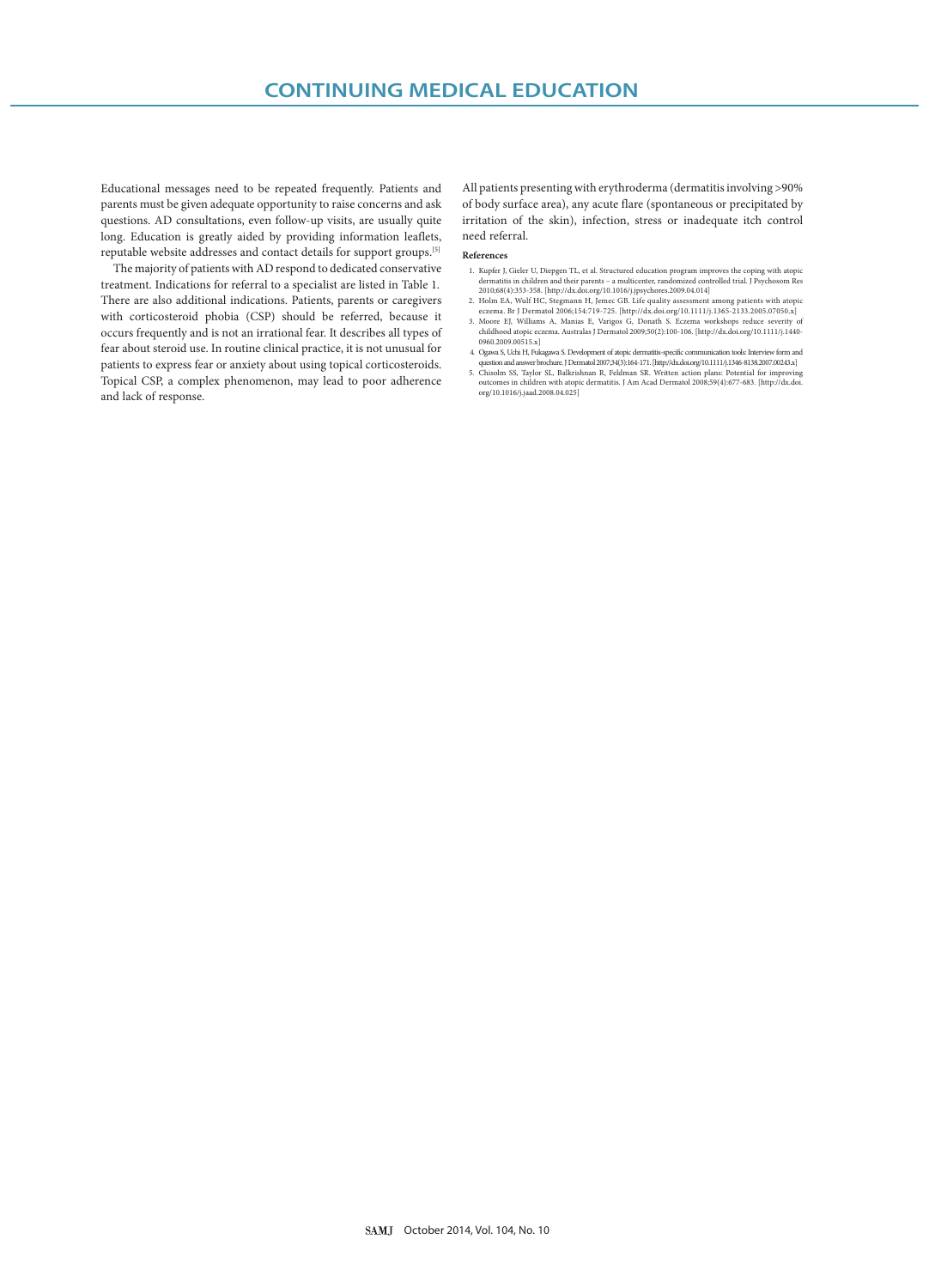Educational messages need to be repeated frequently. Patients and parents must be given adequate opportunity to raise concerns and ask questions. AD consultations, even follow-up visits, are usually quite long. Education is greatly aided by providing information leaflets, reputable website addresses and contact details for support groups.[5]

The majority of patients with AD respond to dedicated conservative treatment. Indications for referral to a specialist are listed in Table 1. There are also additional indications. Patients, parents or caregivers with corticosteroid phobia (CSP) should be referred, because it occurs frequently and is not an irrational fear. It describes all types of fear about steroid use. In routine clinical practice, it is not unusual for patients to express fear or anxiety about using topical corticosteroids. Topical CSP, a complex phenomenon, may lead to poor adherence and lack of response.

All patients presenting with erythroderma (dermatitis involving >90% of body surface area), any acute flare (spontaneous or precipitated by irritation of the skin), infection, stress or inadequate itch control need referral.

**References**

1. Kupfer J, Gieler U, Diepgen TL, et al. Structured education program improves the coping with atopic dermatitis in children and their parents – a multicenter, randomized controlled trial. J Psychosom Res 2010;68(4):353-358. [http://dx.doi.org/10.1016/j.jpsychores.2009.04.014]
2. Holm EA, Wulf HC, Stegmann H, Jemec GB. Life quality assessment among patients with atopic eczema. Br J Dermatol 2006;154:719-725. [http://dx.doi.org/10.1111/j.1365-2133.2005.07050.x]
3. Moore EJ, Williams A, Manias E, Varigos G, Donath S. Eczema workshops reduce severity of childhood atopic eczema. Australas J Dermatol 2009;50(2):100-106. [http://dx.doi.org/10.1111/j.1440-0960.2009.00515.x]
4. Ogawa S, Uchi H, Fukagawa S. Development of atopic dermatitis-specific communication tools: Interview form and question and answer brochure. J Dermatol 2007;34(3):164-171. [http://dx.doi.org/10.1111/j.1346-8138.2007.00243.x]
5. Chisolm SS, Taylor SL, Balkrishnan R, Feldman SR. Written action plans: Potential for improving outcomes in children with atopic dermatitis. J Am Acad Dermatol 2008;59(4):677-683. [http://dx.doi.org/10.1016/j.jaad.2008.04.025]